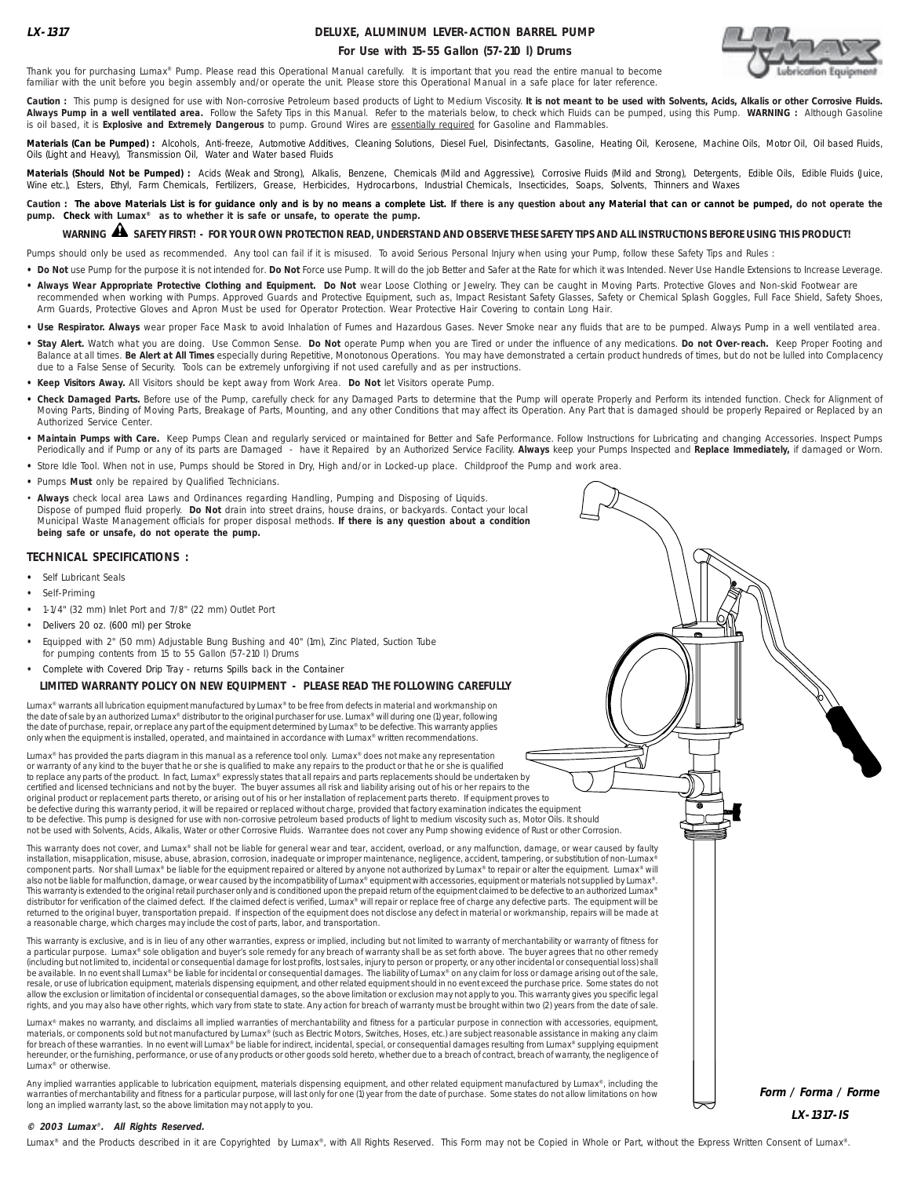**LX-1317**

# DELUXE, ALUMINUM LEVER-ACTION BARREL PUMP

## For Use with 15-55 Gallon (57-210 l) Drums

Thank you for purchasing Lumax® Pump. Please read this Operational Manual carefully. It is important that you read the entire manual to become familiar with the unit before you begin assembly and/or operate the unit. Please store this Operational Manual in a safe place for later reference.

**Caution :** This pump is designed for use with Non-corrosive Petroleum based products of Light to Medium Viscosity. **It is not meant to be used with Solvents, Acids, Alkalis or other Corrosive Fluids. Always Pump in a well ventilated area.** Follow the Safety Tips in this Manual. Refer to the materials below, to check which Fluids can be pumped, using this Pump. **WARNING :** Although Gasoline is oil based, it is **Explosive and Extremely Dangerous** to pump. Ground Wires are essentially required for Gasoline and Flammables.

**Materials (Can be Pumped) :** Alcohols, Anti-freeze, Automotive Additives, Cleaning Solutions, Diesel Fuel, Disinfectants, Gasoline, Heating Oil, Kerosene, Machine Oils, Motor Oil, Oil based Fluids, Oils (Light and Heavy), Transmission Oil, Water and Water based Fluids

**Materials (Should Not be Pumped) :** Acids (Weak and Strong), Alkalis, Benzene, Chemicals (Mild and Aggressive), Corrosive Fluids (Mild and Strong), Detergents, Edible Oils, Edible Fluids (Juice, Wine etc.), Esters, Ethyl, Farm Chemicals, Fertilizers, Grease, Herbicides, Hydrocarbons, Industrial Chemicals, Insecticides, Soaps, Solvents, Thinners and Waxes

**Caution : The above Materials List is for guidance only and is by no means a complete List. If there is any question about any Material that can or cannot be pumped, do not operate the pump. Check with Lumax® as to whether it is safe or unsafe, to operate the pump.**

**WARNING ⚠ SAFETY FIRST! - FOR YOUR OWN PROTECTION READ, UNDERSTAND AND OBSERVE THESE SAFETY TIPS AND ALL INSTRUCTIONS BEFORE USING THIS PRODUCT!**

Pumps should only be used as recommended. Any tool can fail if it is misused. To avoid Serious Personal Injury when using your Pump, follow these Safety Tips and Rules :

- **Do Not** use Pump for the purpose it is not intended for. **Do Not** Force use Pump. It will do the job Better and Safer at the Rate for which it was Intended. Never Use Handle Extensions to Increase Leverage.
- **Always Wear Appropriate Protective Clothing and Equipment. Do Not** wear Loose Clothing or Jewelry. They can be caught in Moving Parts. Protective Gloves and Non-skid Footwear are recommended when working with Pumps. Approved Guards and Protective Equipment, such as, Impact Resistant Safety Glasses, Safety or Chemical Splash Goggles, Full Face Shield, Safety Shoes, Arm Guards, Protective Gloves and Apron Must be used for Operator Protection. Wear Protective Hair Covering to contain Long Hair.
- **Use Respirator. Always** wear proper Face Mask to avoid Inhalation of Fumes and Hazardous Gases. Never Smoke near any fluids that are to be pumped. Always Pump in a well ventilated area.
- **Stay Alert.** Watch what you are doing. Use Common Sense. **Do Not** operate Pump when you are Tired or under the influence of any medications. **Do not Over-reach.** Keep Proper Footing and Balance at all times. **Be Alert at All Times** especially during Repetitive, Monotonous Operations. You may have demonstrated a certain product hundreds of times, but do not be lulled into Complacency due to a False Sense of Security. Tools can be extremely unforgiving if not used carefully and as per instructions.
- **Keep Visitors Away.** All Visitors should be kept away from Work Area. **Do Not** let Visitors operate Pump.
- **Check Damaged Parts.** Before use of the Pump, carefully check for any Damaged Parts to determine that the Pump will operate Properly and Perform its intended function. Check for Alignment of Moving Parts, Binding of Moving Parts, Breakage of Parts, Mounting, and any other Conditions that may affect its Operation. Any Part that is damaged should be properly Repaired or Replaced by an Authorized Service Center.
- **Maintain Pumps with Care.** Keep Pumps Clean and regularly serviced or maintained for Better and Safe Performance. Follow Instructions for Lubricating and changing Accessories. Inspect Pumps Periodically and if Pump or any of its parts are Damaged - have it Repaired by an Authorized Service Facility. **Always** keep your Pumps Inspected and **Replace Immediately,** if damaged or Worn.
- Store Idle Tool. When not in use, Pumps should be Stored in Dry, High and/or in Locked-up place. Childproof the Pump and work area.
- Pumps **Must** only be repaired by Qualified Technicians.
- **Always** check local area Laws and Ordinances regarding Handling, Pumping and Disposing of Liquids. Dispose of pumped fluid properly. **Do Not** drain into street drains, house drains, or backyards. Contact your local Municipal Waste Management officials for proper disposal methods. **If there is any question about a condition being safe or unsafe, do not operate the pump.**

### TECHNICAL SPECIFICATIONS :

- Self Lubricant Seals
- Self-Priming
- 1-1/4" (32 mm) Inlet Port and 7/8" (22 mm) Outlet Port
- Delivers 20 oz. (600 ml) per Stroke
- Equipped with 2" (50 mm) Adjustable Bung Bushing and 40" (1m), Zinc Plated, Suction Tube for pumping contents from 15 to 55 Gallon (57-210 l) Drums
- Complete with Covered Drip Tray - returns Spills back in the Container

### LIMITED WARRANTY POLICY ON NEW EQUIPMENT - PLEASE READ THE FOLLOWING CAREFULLY

Lumax® warrants all lubrication equipment manufactured by Lumax® to be free from defects in material and workmanship on the date of sale by an authorized Lumax® distributor to the original purchaser for use. Lumax® will during one (1) year, following the date of purchase, repair, or replace any part of the equipment determined by Lumax® to be defective. This warranty applies only when the equipment is installed, operated, and maintained in accordance with Lumax® written recommendations.

Lumax® has provided the parts diagram in this manual as a reference tool only. Lumax® does not make any representation or warranty of any kind to the buyer that he or she is qualified to make any repairs to the product or that he or she is qualified to replace any parts of the product. In fact, Lumax® expressly states that all repairs and parts replacements should be undertaken by certified and licensed technicians and not by the buyer. The buyer assumes all risk and liability arising out of his or her repairs to the original product or replacement parts thereto, or arising out of his or her installation of replacement parts thereto. If equipment proves to be defective during this warranty period, it will be repaired or replaced without charge, provided that factory examination indicates the equipment to be defective. This pump is designed for use with non-corrosive petroleum based products of light to medium viscosity such as, Motor Oils. It should not be used with Solvents, Acids, Alkalis, Water or other Corrosive Fluids. Warrantee does not cover any Pump showing evidence of Rust or other Corrosion.

This warranty does not cover, and Lumax® shall not be liable for general wear and tear, accident, overload, or any malfunction, damage, or wear caused by faulty installation, misapplication, misuse, abuse, abrasion, corrosion, inadequate or improper maintenance, negligence, accident, tampering, or substitution of non-Lumax® component parts. Nor shall Lumax® be liable for the equipment repaired or altered by anyone not authorized by Lumax® to repair or alter the equipment. Lumax® will also not be liable for malfunction, damage, or wear caused by the incompatibility of Lumax® equipment with accessories, equipment or materials not supplied by Lumax®. This warranty is extended to the original retail purchaser only and is conditioned upon the prepaid return of the equipment claimed to be defective to an authorized Lumax® distributor for verification of the claimed defect. If the claimed defect is verified, Lumax® will repair or replace free of charge any defective parts. The equipment will be returned to the original buyer, transportation prepaid. If inspection of the equipment does not disclose any defect in material or workmanship, repairs will be made at a reasonable charge, which charges may include the cost of parts, labor, and transportation.

This warranty is exclusive, and is in lieu of any other warranties, express or implied, including but not limited to warranty of merchantability or warranty of fitness for a particular purpose. Lumax® sole obligation and buyer's sole remedy for any breach of warranty shall be as set forth above. The buyer agrees that no other remedy (including but not limited to, incidental or consequential damage for lost profits, lost sales, injury to person or property, or any other incidental or consequential loss) shall be available. In no event shall Lumax® be liable for incidental or consequential damages. The liability of Lumax® on any claim for loss or damage arising out of the sale, resale, or use of lubrication equipment, materials dispensing equipment, and other related equipment should in no event exceed the purchase price. Some states do not allow the exclusion or limitation of incidental or consequential damages, so the above limitation or exclusion may not apply to you. This warranty gives you specific legal rights, and you may also have other rights, which vary from state to state. Any action for breach of warranty must be brought within two (2) years from the date of sale.

Lumax® makes no warranty, and disclaims all implied warranties of merchantability and fitness for a particular purpose in connection with accessories, equipment, materials, or components sold but not manufactured by Lumax® (such as Electric Motors, Switches, Hoses, etc.) are subject reasonable assistance in making any claim for breach of these warranties. In no event will Lumax® be liable for indirect, incidental, special, or consequential damages resulting from Lumax® supplying equipment hereunder, or the furnishing, performance, or use of any products or other goods sold hereto, whether due to a breach of contract, breach of warranty, the negligence of Lumax® or otherwise.

Any implied warranties applicable to lubrication equipment, materials dispensing equipment, and other related equipment manufactured by Lumax®, including the warranties of merchantability and fitness for a particular purpose, will last only for one (1) year from the date of purchase. Some states do not allow limitations on how long an implied warranty last, so the above limitation may not apply to you.

*Form / Forma / Forme*
*LX-1317-IS*

*© 2003 Lumax®. All Rights Reserved.*

Lumax® and the Products described in it are Copyrighted by Lumax®, with All Rights Reserved. This Form may not be Copied in Whole or Part, without the Express Written Consent of Lumax®.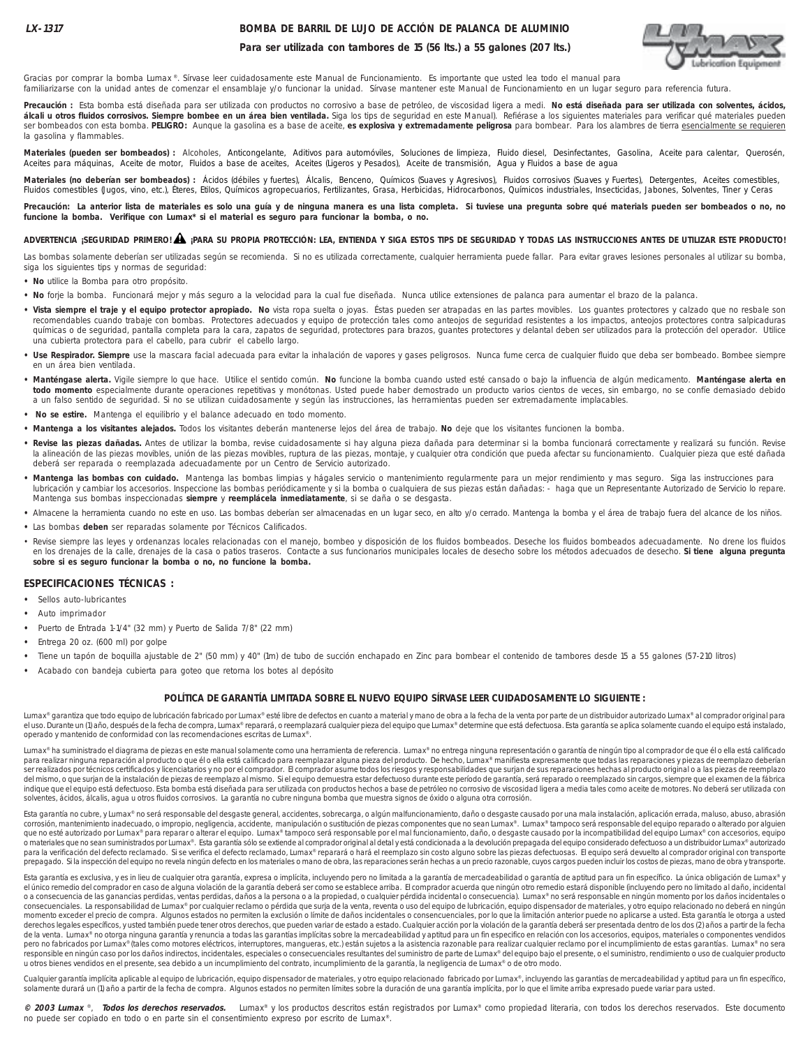**LX-1317**

# BOMBA DE BARRIL DE LUJO DE ACCIÓN DE PALANCA DE ALUMINIO

**Para ser utilizada con tambores de 15 (56 lts.) a 55 galones (207 lts.)**

Gracias por comprar la bomba Lumax®. Sírvase leer cuidadosamente este Manual de Funcionamiento. Es importante que usted lea todo el manual para familiarizarse con la unidad antes de comenzar el ensamblaje y/o funcionar la unidad. Sírvase mantener este Manual de Funcionamiento en un lugar seguro para referencia futura.

**Precaución :** Esta bomba está diseñada para ser utilizada con productos no corrosivo a base de petróleo, de viscosidad ligera a medi. **No está diseñada para ser utilizada con solventes, ácidos, álcali u otros fluidos corrosivos. Siempre bombee en un área bien ventilada.** Siga los tips de seguridad en este Manual). Refiérase a los siguientes materiales para verificar qué materiales pueden ser bombeados con esta bomba. **PELIGRO:** Aunque la gasolina es a base de aceite, **es explosiva y extremadamente peligrosa** para bombear. Para los alambres de tierra esencialmente se requieren la gasolina y flammables.

**Materiales (pueden ser bombeados) :** Alcoholes, Anticongelante, Aditivos para automóviles, Soluciones de limpieza, Fluido diesel, Desinfectantes, Gasolina, Aceite para calentar, Querosén, Aceites para máquinas, Aceite de motor, Fluidos a base de aceites, Aceites (Ligeros y Pesados), Aceite de transmisión, Agua y Fluidos a base de agua

**Materiales (no deberían ser bombeados) :** Ácidos (débiles y fuertes), Álcalis, Benceno, Químicos (Suaves y Agresivos), Fluidos corrosivos (Suaves y Fuertes), Detergentes, Aceites comestibles, Fluidos comestibles (Jugos, vino, etc.), Éteres, Etilos, Químicos agropecuarios, Fertilizantes, Grasa, Herbicidas, Hidrocarbonos, Químicos industriales, Insecticidas, Jabones, Solventes, Tiner y Ceras

**Precaución: La anterior lista de materiales es solo una guía y de ninguna manera es una lista completa. Si tuviese una pregunta sobre qué materials pueden ser bombeados o no, no funcione la bomba. Verifique con Lumax® si el material es seguro para funcionar la bomba, o no.**

**ADVERTENCIA ¡SEGURIDAD PRIMERO! ⚠ ¡PARA SU PROPIA PROTECCIÓN: LEA, ENTIENDA Y SIGA ESTOS TIPS DE SEGURIDAD Y TODAS LAS INSTRUCCIONES ANTES DE UTILIZAR ESTE PRODUCTO!**

Las bombas solamente deberían ser utilizadas según se recomienda. Si no es utilizada correctamente, cualquier herramienta puede fallar. Para evitar graves lesiones personales al utilizar su bomba, siga los siguientes tips y normas de seguridad:

- **No** utilice la Bomba para otro propósito.
- **No** forje la bomba. Funcionará mejor y más seguro a la velocidad para la cual fue diseñada. Nunca utilice extensiones de palanca para aumentar el brazo de la palanca.
- **Vista siempre el traje y el equipo protector apropiado. No** vista ropa suelta o joyas. Éstas pueden ser atrapadas en las partes movibles. Los guantes protectores y calzado que no resbale son recomendables cuando trabaje con bombas. Protectores adecuados y equipo de protección tales como anteojos de seguridad resistentes a los impactos, anteojos protectores contra salpicaduras químicas o de seguridad, pantalla completa para la cara, zapatos de seguridad, protectores para brazos, guantes protectores y delantal deben ser utilizados para la protección del operador. Utilice una cubierta protectora para el cabello, para cubrir el cabello largo.
- **Use Respirador. Siempre** use la mascara facial adecuada para evitar la inhalación de vapores y gases peligrosos. Nunca fume cerca de cualquier fluido que deba ser bombeado. Bombee siempre en un área bien ventilada.
- **Manténgase alerta.** Vigile siempre lo que hace. Utilice el sentido común. **No** funcione la bomba cuando usted esté cansado o bajo la influencia de algún medicamento. **Manténgase alerta en todo momento** especialmente durante operaciones repetitivas y monótonas. Usted puede haber demostrado un producto varios cientos de veces, sin embargo, no se confíe demasiado debido a un falso sentido de seguridad. Si no se utilizan cuidadosamente y según las instrucciones, las herramientas pueden ser extremadamente implacables.
- **No se estire.** Mantenga el equilibrio y el balance adecuado en todo momento.
- **Mantenga a los visitantes alejados.** Todos los visitantes deberán mantenerse lejos del área de trabajo. **No** deje que los visitantes funcionen la bomba.
- **Revise las piezas dañadas.** Antes de utilizar la bomba, revise cuidadosamente si hay alguna pieza dañada para determinar si la bomba funcionará correctamente y realizará su función. Revise la alineación de las piezas movibles, unión de las piezas movibles, ruptura de las piezas, montaje, y cualquier otra condición que pueda afectar su funcionamiento. Cualquier pieza que esté dañada deberá ser reparada o reemplazada adecuadamente por un Centro de Servicio autorizado.
- **Mantenga las bombas con cuidado.** Mantenga las bombas limpias y hágales servicio o mantenimiento regularmente para un mejor rendimiento y mas seguro. Siga las instrucciones para lubricación y cambiar los accesorios. Inspeccione las bombas periódicamente y si la bomba o cualquiera de sus piezas están dañadas: - haga que un Representante Autorizado de Servicio lo repare. Mantenga sus bombas inspeccionadas **siempre** y **reemplácela inmediatamente**, si se daña o se desgasta.
- Almacene la herramienta cuando no este en uso. Las bombas deberían ser almacenadas en un lugar seco, en alto y/o cerrado. Mantenga la bomba y el área de trabajo fuera del alcance de los niños.
- Las bombas **deben** ser reparadas solamente por Técnicos Calificados.
- Revise siempre las leyes y ordenanzas locales relacionadas con el manejo, bombeo y disposición de los fluidos bombeados. Deseche los fluidos bombeados adecuadamente. No drene los fluidos en los drenajes de la calle, drenajes de la casa o patios traseros. Contacte a sus funcionarios municipales locales de desecho sobre los métodos adecuados de desecho. **Si tiene alguna pregunta sobre si es seguro funcionar la bomba o no, no funcione la bomba.**

## ESPECIFICACIONES TÉCNICAS :

- Sellos auto-lubricantes
- Auto imprimador
- Puerto de Entrada 1-1/4" (32 mm) y Puerto de Salida 7/8" (22 mm)
- Entrega 20 oz. (600 ml) por golpe
- Tiene un tapón de boquilla ajustable de 2" (50 mm) y 40" (1m) de tubo de succión enchapado en Zinc para bombear el contenido de tambores desde 15 a 55 galones (57-210 litros)
- Acabado con bandeja cubierta para goteo que retorna los botes al depósito

## POLÍTICA DE GARANTÍA LIMITADA SOBRE EL NUEVO EQUIPO SÍRVASE LEER CUIDADOSAMENTE LO SIGUIENTE :

Lumax® garantiza que todo equipo de lubricación fabricado por Lumax® esté libre de defectos en cuanto a material y mano de obra a la fecha de la venta por parte de un distribuidor autorizado Lumax® al comprador original para el uso. Durante un (1) año, después de la fecha de compra, Lumax® reparará, o reemplazará cualquier pieza del equipo que Lumax® determine que está defectuosa. Esta garantía se aplica solamente cuando el equipo está instalado, operado y mantenido de conformidad con las recomendaciones escritas de Lumax®.

Lumax® ha suministrado el diagrama de piezas en este manual solamente como una herramienta de referencia. Lumax® no entrega ninguna representación o garantía de ningún tipo al comprador de que él o ella está calificado para realizar ninguna reparación al producto o que él o ella está calificado para reemplazar alguna pieza del producto. De hecho, Lumax® manifiesta expresamente que todas las reparaciones y piezas de reemplazo deberían ser realizados por técnicos certificados y licenciatarios y no por el comprador. El comprador asume todos los riesgos y responsabilidades que surjan de sus reparaciones hechas al producto original o a las piezas de reemplazo del mismo, o que surjan de la instalación de piezas de reemplazo al mismo. Si el equipo demuestra estar defectuoso durante este período de garantía, será reparado o reemplazado sin cargos, siempre que el examen de la fábrica indique que el equipo está defectuoso. Esta bomba está diseñada para ser utilizada con productos hechos a base de petróleo no corrosivo de viscosidad ligera a media tales como aceite de motores. No deberá ser utilizada con solventes, ácidos, álcalis, agua u otros fluidos corrosivos. La garantía no cubre ninguna bomba que muestra signos de óxido o alguna otra corrosión.

Esta garantía no cubre, y Lumax® no será responsable del desgaste general, accidentes, sobrecarga, o algún malfuncionamiento, daño o desgaste causado por una mala instalación, aplicación errada, maluso, abuso, abrasión corrosión, mantenimiento inadecuado, o impropio, negligencia, accidente, manipulación o sustitución de piezas componentes que no sean Lumax®. Lumax® tampoco será responsable del equipo reparado o alterado por alguien que no esté autorizado por Lumax® para reparar o alterar el equipo. Lumax® tampoco será responsable por el mal funcionamiento, daño, o desgaste causado por la incompatibilidad del equipo Lumax® con accesorios, equipo o materiales que no sean suministrados por Lumax®. Esta garantía sólo se extiende al comprador original al detal y está condicionada a la devolución prepagada del equipo considerado defectuoso a un distribuidor Lumax® autorizado para la verificación del defecto reclamado. Si se verifica el defecto reclamado, Lumax® reparará o hará el reemplazo sin costo alguno sobre las piezas defectuosas. El equipo será devuelto al comprador original con transporte prepagado. Si la inspección del equipo no revela ningún defecto en los materiales o mano de obra, las reparaciones serán hechas a un precio razonable, cuyos cargos pueden incluir los costos de piezas, mano de obra y transporte.

Esta garantía es exclusiva, y es in lieu de cualquier otra garantía, expresa o implícita, incluyendo pero no limitada a la garantía de mercadeabilidad o garantía de aptitud para un fin específico. La única obligación de Lumax® y el único remedio del comprador en caso de alguna violación de la garantía deberá ser como se establece arriba. El comprador acuerda que ningún otro remedio estará disponible (incluyendo pero no limitado al daño, incidental o a consecuencia de las ganancias perdidas, ventas perdidas, daños a la persona o a la propiedad, o cualquier pérdida incidental o consecuencia). Lumax® no será responsable en ningún momento por los daños incidentales o consecuenciales. La responsabilidad de Lumax® por cualquier reclamo o pérdida que surja de la venta, reventa o uso del equipo de lubricación, equipo dispensador de materiales, y otro equipo relacionado no deberá en ningún momento exceder el precio de compra. Algunos estados no permiten la exclusión o límite de daños incidentales o consencuenciales, por lo que la limitación anterior puede no aplicarse a usted. Esta garantía le otorga a usted derechos legales específicos, y usted también puede tener otros derechos, que pueden variar de estado a estado. Cualquier acción por la violación de la garantía deberá ser presentada dentro de los dos (2) años a partir de la fecha de la venta. Lumax® no otorga ninguna garantía y renuncia a todas las garantías implícitas sobre la mercadeabilidad y aptitud para un fin específico en relación con los accesorios, equipos, materiales o componentes vendidos pero no fabricados por Lumax® (tales como motores eléctricos, interruptores, mangueras, etc.) están sujetos a la asistencia razonable para realizar cualquier reclamo por el incumplimiento de estas garantías. Lumax® no sera responsible en ningún caso por los daños indirectos, incidentales, especiales o consecuenciales resultantes del suministro de parte de Lumax® del equipo bajo el presente, o el suministro, rendimiento o uso de cualquier producto u otros bienes vendidos en el presente, sea debido a un incumplimiento del contrato, incumplimiento de la garantía, la negligencia de Lumax® o de otro modo.

Cualquier garantía implícita aplicable al equipo de lubricación, equipo dispensador de materiales, y otro equipo relacionado fabricado por Lumax®, incluyendo las garantías de mercadeabilidad y aptitud para un fin específico, solamente durará un (1) año a partir de la fecha de compra. Algunos estados no permiten límites sobre la duración de una garantía implícita, por lo que el limite arriba expresado puede variar para usted.

***© 2003 Lumax®, Todos los derechos reservados.*** Lumax® y los productos descritos están registrados por Lumax® como propiedad literaria, con todos los derechos reservados. Este documento no puede ser copiado en todo o en parte sin el consentimiento expreso por escrito de Lumax®.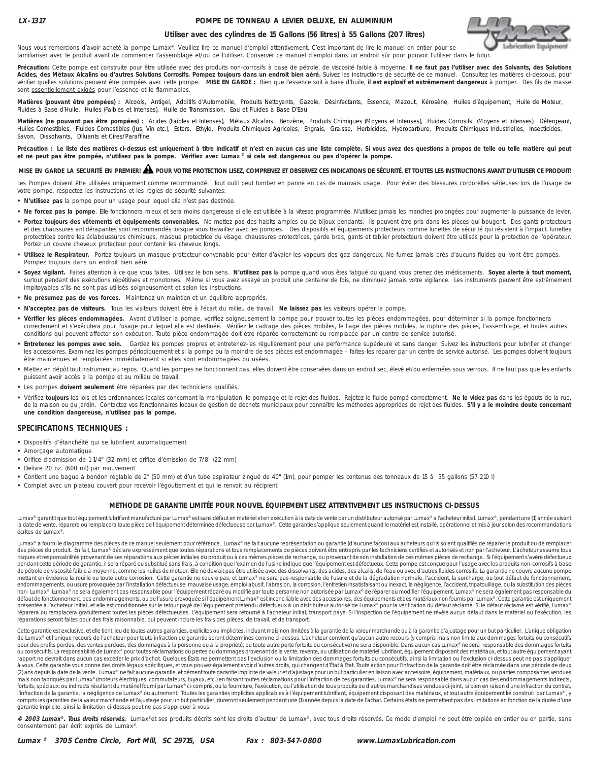LX-1317

# POMPE DE TONNEAU A LEVIER DELUXE, EN ALUMINIUM

## Utiliser avec des cylindres de 15 Gallons (56 litres) à 55 Gallons (207 litres)

Nous vous remercions d'avoir acheté la pompe Lumax®. Veuillez lire ce manuel d'emploi attentivement. C'est important de lire le manuel en entier pour se familiariser avec le produit avant de commencer l'assemblage et/ou de l'utiliser. Conserver ce manuel d'emploi dans un endroit sûr pour pouvoir l'utiliser dans le futur.

**Précaution:** Cette pompe est construite pour être utilisée avec des produits non-corrosifs à base de pétrole, de viscosité faible à moyenne. **Il ne faut pas l'utiliser avec des Solvants, des Solutions Acides, des Métaux Alcalins ou d'autres Solutions Corrosifs. Pompez toujours dans un endroit bien aéré.** Suivez les instructions de sécurité de ce manuel. Consultez les matières ci-dessous, pour vérifier quelles solutions peuvent être pompées avec cette pompe. **MISE EN GARDE :** Bien que l'essence soit à base d'huile, **il est explosif et extrêmement dangereux** à pomper. Des fils de masse sont essentiellement exigés pour l'essence et le flammables.

**Matières (pouvant être pompées) :** Alcools, Antigel, Additifs d'Automobile, Produits Nettoyants, Gazole, Désinfectants, Essence, Mazout, Kérosène, Huiles d'équipement, Huile de Moteur, Fluides à Base d'Huile, Huiles (Faibles et Intenses), Huile de Transmission, Eau et Fluides à Base D'Eau

**Matières (ne pouvant pas être pompées) :** Acides (Faibles et Intenses), Métaux Alcalins, Benzène, Produits Chimiques (Moyens et Intenses), Fluides Corrosifs (Moyens et Intenses), Détergeant, Huiles Comestibles, Fluides Comestibles (Jus, Vin etc.), Esters, Ethyle, Produits Chimiques Agricoles, Engrais, Graisse, Herbicides, Hydrocarbure, Produits Chimiques Industrielles, Insecticides, Savon, Dissolvants, Diluants et Cires/Paraffine

**Précaution : Le liste des matières ci-dessus est uniquement à titre indicatif et n'est en aucun cas une liste complète. Si vous avez des questions à propos de telle ou telle matière qui peut et ne peut pas être pompée, n'utilisez pas la pompe. Vérifiez avec Lumax ® si cela est dangereux ou pas d'opérer la pompe.**

**MISE EN GARDE LA SECURITÉ EN PREMIER! ⚠ POUR VOTRE PROTECTION LISEZ, COMPRENEZ ET OBSERVEZ CES INDICATIONS DE SÉCURITÉ. ET TOUTES LES INSTRUCTIONS AVANT D'UTILISER CE PRODUIT!**

Les Pompes doivent être utilisées uniquement comme recommandé. Tout outil peut tomber en panne en cas de mauvais usage. Pour éviter des blessures corporelles sérieuses lors de l'usage de votre pompe, respectez les instructions et les règles de sécurité suivantes:

- **N'utilisez pas** la pompe pour un usage pour lequel elle n'est pas destinée.
- **Ne forcez pas la pompe**. Elle fonctionnera mieux et sera moins dangereuse si elle est utilisée à la vitesse programmée. N'utilisez jamais les manches prolongées pour augmenter la puissance de levier.
- **Portez toujours des vêtements et équipements convenables.** Ne mettez pas des habits amples ou de bijoux pendants. Ils peuvent être pris dans les pièces qui bougent. Des gants protecteurs et des chaussures antidérapantes sont recommandés lorsque vous travaillez avec les pompes. Des dispositifs et équipements protecteurs comme lunettes de sécurité qui résistent à l'impact, lunettes protectrices contre les éclaboussures chimiques, masque protectrice du visage, chaussures protectrices, garde bras, gants et tablier protecteurs doivent être utilisés pour la protection de l'opérateur. Portez un couvre cheveux protecteur pour contenir les cheveux longs.
- **Utilisez le Respirateur.** Portez toujours un masque protecteur convenable pour éviter d'avaler les vapeurs des gaz dangereux. Ne fumez jamais près d'aucuns fluides qui vont être pompés. Pompez toujours dans un endroit bien aéré.
- **Soyez vigilant.** Faites attention à ce que vous faites. Utilisez le bon sens. **N'utilisez pas** la pompe quand vous êtes fatigué ou quand vous prenez des médicaments. **Soyez alerte à tout moment,** surtout pendant des exécutions répétitives et monotones. Même si vous avez essayé un produit une centaine de fois, ne diminuez jamais votre vigilance. Les instruments peuvent être extrêmement impitoyables s'ils ne sont pas utilisés soigneusement et selon les instructions.
- **Ne présumez pas de vos forces.** Maintenez un maintien et un équilibre appropriés.
- **N'acceptez pas de visiteurs.** Tous les visiteurs doivent être à l'écart du milieu de travail. **Ne laissez pas** les visiteurs opérer la pompe.
- **Vérifier les pièces endommagées.** Avant d'utiliser la pompe, vérifiez soigneusement la pompe pour trouver toutes les pièces endommagées, pour déterminer si la pompe fonctionnera correctement et s'exécutera pour l'usage pour lequel elle est destinée. Vérifiez le cadrage des pièces mobiles, le liage des pièces mobiles, la rupture des pièces, l'assemblage, et toutes autres conditions qui peuvent affecter son exécution. Toute pièce endommagée doit être réparée correctement ou remplacée par un centre de service autorisé.
- **Entretenez les pompes avec soin.** Gardez les pompes propres et entretenez-les régulièrement pour une performance supérieure et sans danger. Suivez les instructions pour lubrifier et changer les accessoires. Examinez les pompes périodiquement et si la pompe ou la moindre de ses pièces est endommagée – faites-les réparer par un centre de service autorisé. Les pompes doivent toujours être maintenues et remplacées immédiatement si elles sont endommagées ou usées.
- Mettez en dépôt tout instrument au repos. Quand les pompes ne fonctionnent pas, elles doivent être conservées dans un endroit sec, élevé et/ou enfermées sous verrous. Il ne faut pas que les enfants puissent avoir accès à la pompe et au milieu de travail.
- Les pompes **doivent seulement** être réparées par des techniciens qualifiés.
- Vérifiez **toujours** les lois et les ordonnances locales concernant la manipulation, le pompage et le rejet des fluides. Rejetez le fluide pompé correctement. **Ne le videz pas** dans les égouts de la rue, de la maison ou du jardin. Contactez vos fonctionnaires locaux de gestion de déchets municipaux pour connaître les méthodes appropriées de rejet des fluides. **S'il y a le moindre doute concernant une condition dangereuse, n'utilisez pas la pompe.**

## SPECIFICATIONS TECHNIQUES :

- Dispositifs d'étanchéité qui se lubrifient automatiquement
- Amorçage automatique
- Orifice d'admission de 1-1/4" (32 mm) et orifice d'émission de 7/8" (22 mm)
- Delivre 20 oz. (600 ml) par mouvement
- Contient une bague à bondon réglable de 2" (50 mm) et d'un tube aspirateur zingué de 40" (1m), pour pomper les contenus des tonneaux de 15 à 55 gallons (57-210 l)
- Complet avec un plateau couvert pour recevoir l'égouttement et qui le renvoit au récipient

## METHODE DE GARANTIE LIMITÉE POUR NOUVEL ÉQUIPEMENT LISEZ ATTENTIVEMENT LES INSTRUCTIONS CI-DESSUS

Lumax® garantit que tout équipement lubrifiant manufacturé par Lumax® est sans défaut en matériel et en exécution à la date de vente par un distributeur autorisé par Lumax® à l'acheteur initial. Lumax®, pendant une (1) année suivant la date de vente, réparera ou remplacera toute pièce de l'équipement déterminée défectueuse par Lumax®. Cette garantie s'applique seulement quand le matériel est installé, opérationnel et mis à jour selon des recommandations écrites de Lumax®.

Lumax® a fourni le diagramme des pièces de ce manuel seulement pour référence. Lumax® ne fait aucune représentation ou garantie (d'aucune façon) aux acheteurs qu'ils soient qualifiés de réparer le produit ou de remplacer des pièces du produit. En fait, Lumax® déclare expressément que toutes réparations et tous remplacements de pièces doivent être entrepris par les techniciens certifiés et autorisés et non par l'acheteur. L'acheteur assume tous risques et responsabilités provenant de ses réparations aux pièces initiales du produit ou à ces mêmes pièces de rechange, ou provenant de son installation de ces mêmes pièces de rechange. Si l'équipement s'avère défectueux pendant cette période de garantie, il sera réparé ou substitué sans frais, à condition que l'examen de l'usine indique que l'équipement est défectueux. Cette pompe est conçue pour l'usage avec les produits non-corrosifs à base de pétrole de viscosité faible à moyenne, comme les huiles de moteur. Elle ne devrait pas être utilisée avec des dissolvants, des acides, des alcalis, de l'eau ou avec d'autres fluides corrosifs. La garantie ne couvre aucune pompe mettant en évidence la rouille ou toute autre corrosion. Cette garantie ne couvre pas, et Lumax® ne sera pas responsable de l'usure et de la dégradation normale, l'accident, la surcharge, ou tout défaut de fonctionnement, endommagements, ou usure provoquée par l'installation défectueuse, mauvaise usage, emploi abusif, l'abrasion, la corrosion, l'entretien insatisfaisant ou inexact, la négligence, l'accident, tripatouillage, ou la substitution des pièces non- Lumax®. Lumax® ne sera également pas responsable pour l'équipement réparé ou modifié par toute personne non autorisée par Lumax® de réparer ou modifier l'équipement. Lumax® ne sera également pas responsable du défaut de fonctionnement, des endommagements, ou de l'usure provoquée si l'équipement Lumax® est inconciliable avec des accessoires, des équipements et des matériaux non fournis par Lumax®. Cette garantie est uniquement présentée à l'acheteur initial, et elle est conditionnée sur le retour payé de l'équipement prétendu défectueux à un distributeur autorisé de Lumax® pour la vérification du défaut réclamé. Si le défaut réclamé est vérifié, Lumax® réparera ou remplacera gratuitement toutes les pièces défectueuses. L'équipement sera retourné à l'acheteur initial, transport payé. Si l'inspection de l'équipement ne révèle aucun défaut dans le matériel ou l'exécution, les réparations seront faites pour des frais raisonnable, qui peuvent inclure les frais des pièces, de travail, et de transport.

Cette garantie est exclusive, et elle tient lieu de toutes autres garanties, explicites ou implicites, incluant mais non limitées à la garantie de la valeur marchande ou à la garantie d'ajustage pour un but particulier. L'unique obligation de Lumax® et l'unique recours de l'acheteur pour toute infraction de garantie seront déterminés comme ci-dessus. L'acheteur convient qu'aucun autre recours (y compris mais non limité aux dommages fortuits ou consécutifs pour des profits perdus, des ventes perdues, des dommages à la personne ou à la propriété, ou toute autre perte fortuite ou consécutive) ne sera disponible. Dans aucun cas Lumax® ne sera responsable des dommages fortuits ou consécutifs. La responsabilité de Lumax® pour toutes réclamations ou pertes ou dommages provenant de la vente, revente, ou utilisation de matériel lubrifiant, équipement disposant des matériaux, et tout autre équipement ayant rapport ne devrait dans aucun cas excéder le prix d'achat. Quelques États ne permettent pas l'exclusion ou la limitation des dommages fortuits ou consécutifs, ainsi la limitation ou l'exclusion ci-dessus peut ne pas s'appliquer à vous. Cette garantie vous donne des droits légaux spécifiques, et vous pouvez également avoir d'autres droits, qui changent d'État à État. Toute action pour l'infraction de la garantie doit être réclamée dans une période de deux (2) ans depuis la date de la vente. Lumax® ne fait aucune garantie, et dément toute garantie implicite de valeur et d'ajustage pour un but particulier en liaison avec accessoire, équipement, matériaux, ou parties composantes vendues mais non fabriqués par Lumax® (moteurs électriques, commutateurs, tuyaux, etc.) en faisant toutes réclamations pour l'infraction de ces garanties. Lumax® ne sera responsable dans aucun cas des endommagements indirects, fortuits, spéciaux, ou indirects résultant du matériel fourni par Lumax® ci-compris, ou la fourniture, l'exécution, ou l'utilisation de tous produits ou d'autres marchandises vendues ci-joint, si bien en raison d'une infraction du contrat, l'infraction de la garantie, la négligence de Lumax® ou autrement. Toutes les garanties implicites applicables à l'équipement lubrifiant, équipement disposant des matériaux, et tout autre équipement lié construit par Lumax®, y compris les garanties de la valeur marchande et l'ajustage pour un but particulier, dureront seulement pendant une (1) année depuis la date de l'achat. Certains états ne permettent pas des limitations en fonction de la durée d'une garantie implicite, ainsi la limitation ci-dessus peut ne pas s'appliquer à vous.

***© 2003 Lumax®. Tous droits réservés.*** Lumax® et ses produits décrits sont les droits d'auteur de Lumax®, avec tous droits réservés. Ce mode d'emploi ne peut être copiée en entier ou en partie, sans consentement par écrit exprès de Lumax®.

*Lumax® 3705 Centre Circle, Fort Mill, SC 29715, USA  Fax : 803-547-0800  www.LumaxLubrication.com*